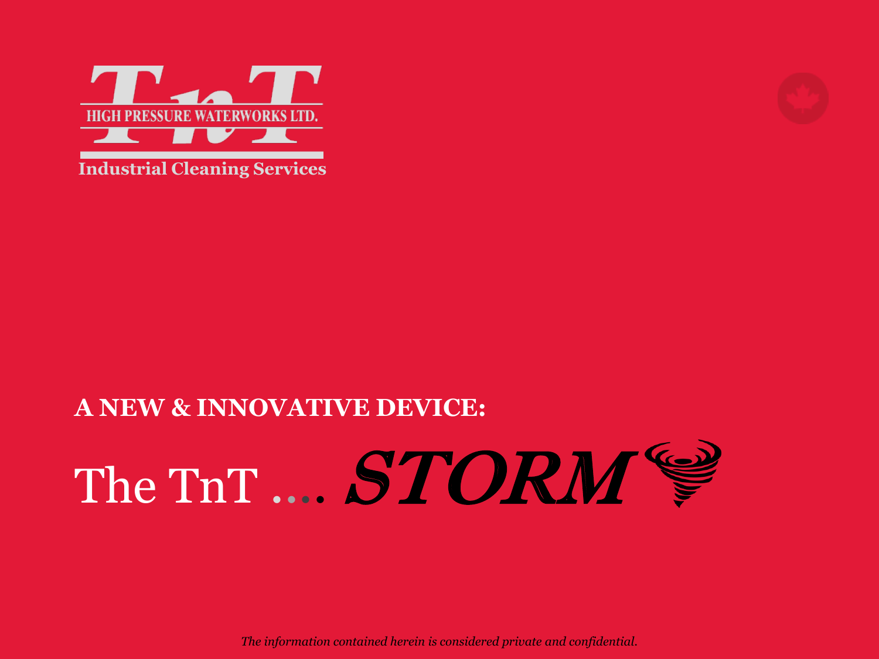TnT HIGH PRESSURE WATERWORKS LTD.

Industrial Cleaning Services

## A NEW & INNOVATIVE DEVICE:

# The TnT .... *STORM*

*The information contained herein is considered private and confidential.*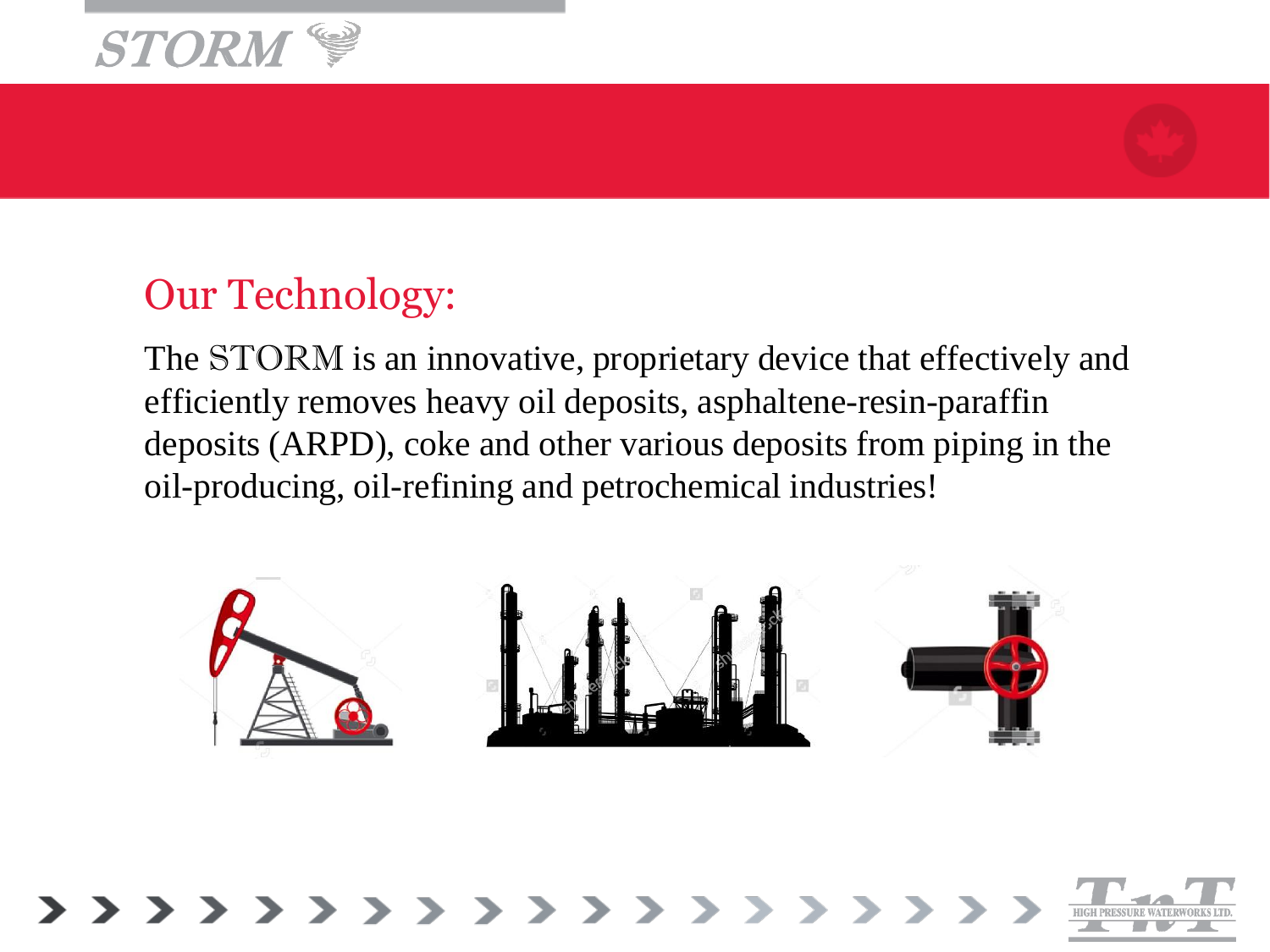## Our Technology:

The STORM is an innovative, proprietary device that effectively and efficiently removes heavy oil deposits, asphaltene-resin-paraffin deposits (ARPD), coke and other various deposits from piping in the oil-producing, oil-refining and petrochemical industries!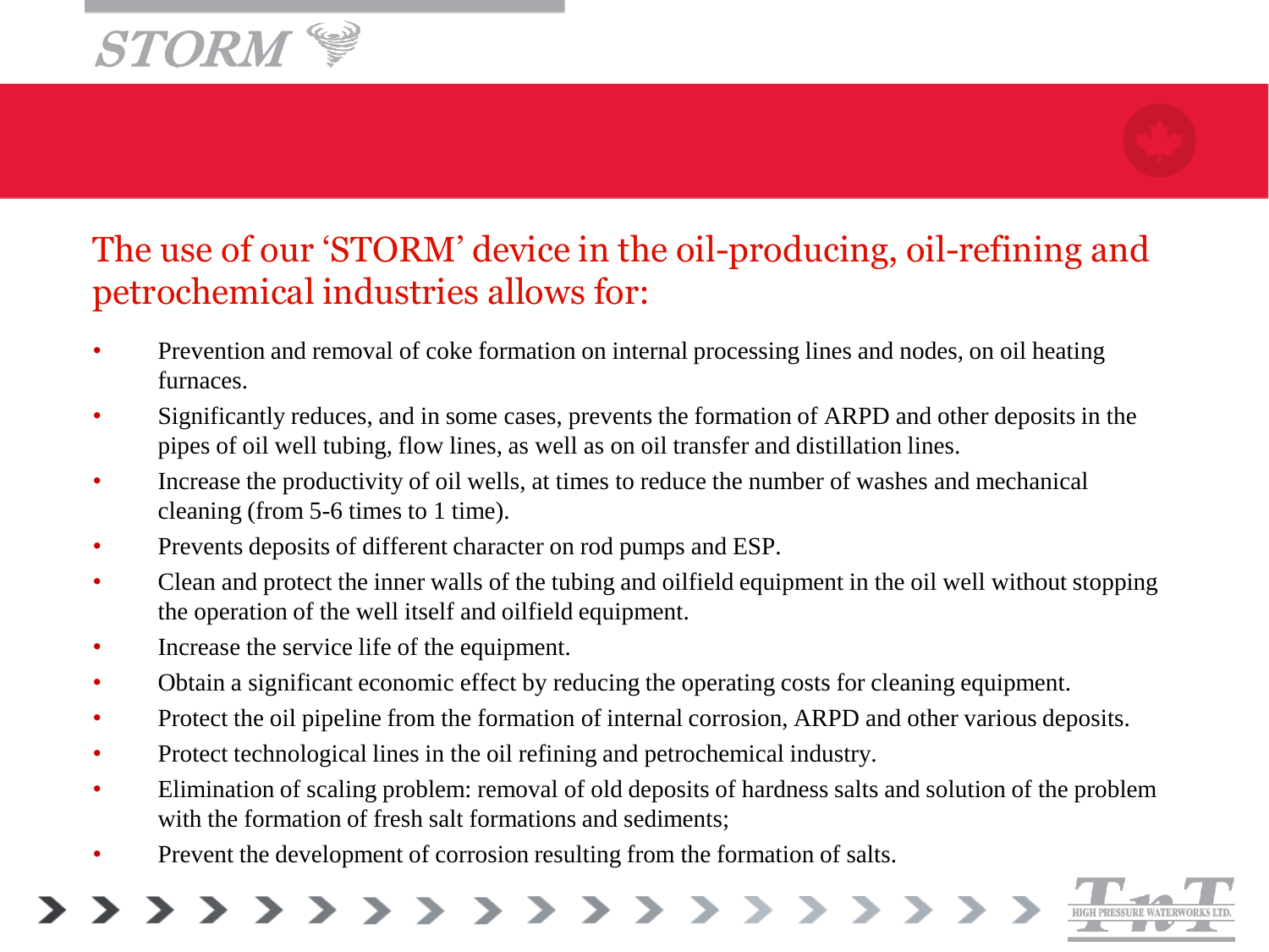## The use of our 'STORM' device in the oil-producing, oil-refining and petrochemical industries allows for:

- Prevention and removal of coke formation on internal processing lines and nodes, on oil heating furnaces.
- Significantly reduces, and in some cases, prevents the formation of ARPD and other deposits in the pipes of oil well tubing, flow lines, as well as on oil transfer and distillation lines.
- Increase the productivity of oil wells, at times to reduce the number of washes and mechanical cleaning (from 5-6 times to 1 time).
- Prevents deposits of different character on rod pumps and ESP.
- Clean and protect the inner walls of the tubing and oilfield equipment in the oil well without stopping the operation of the well itself and oilfield equipment.
- Increase the service life of the equipment.
- Obtain a significant economic effect by reducing the operating costs for cleaning equipment.
- Protect the oil pipeline from the formation of internal corrosion, ARPD and other various deposits.
- Protect technological lines in the oil refining and petrochemical industry.
- Elimination of scaling problem: removal of old deposits of hardness salts and solution of the problem with the formation of fresh salt formations and sediments;
- Prevent the development of corrosion resulting from the formation of salts.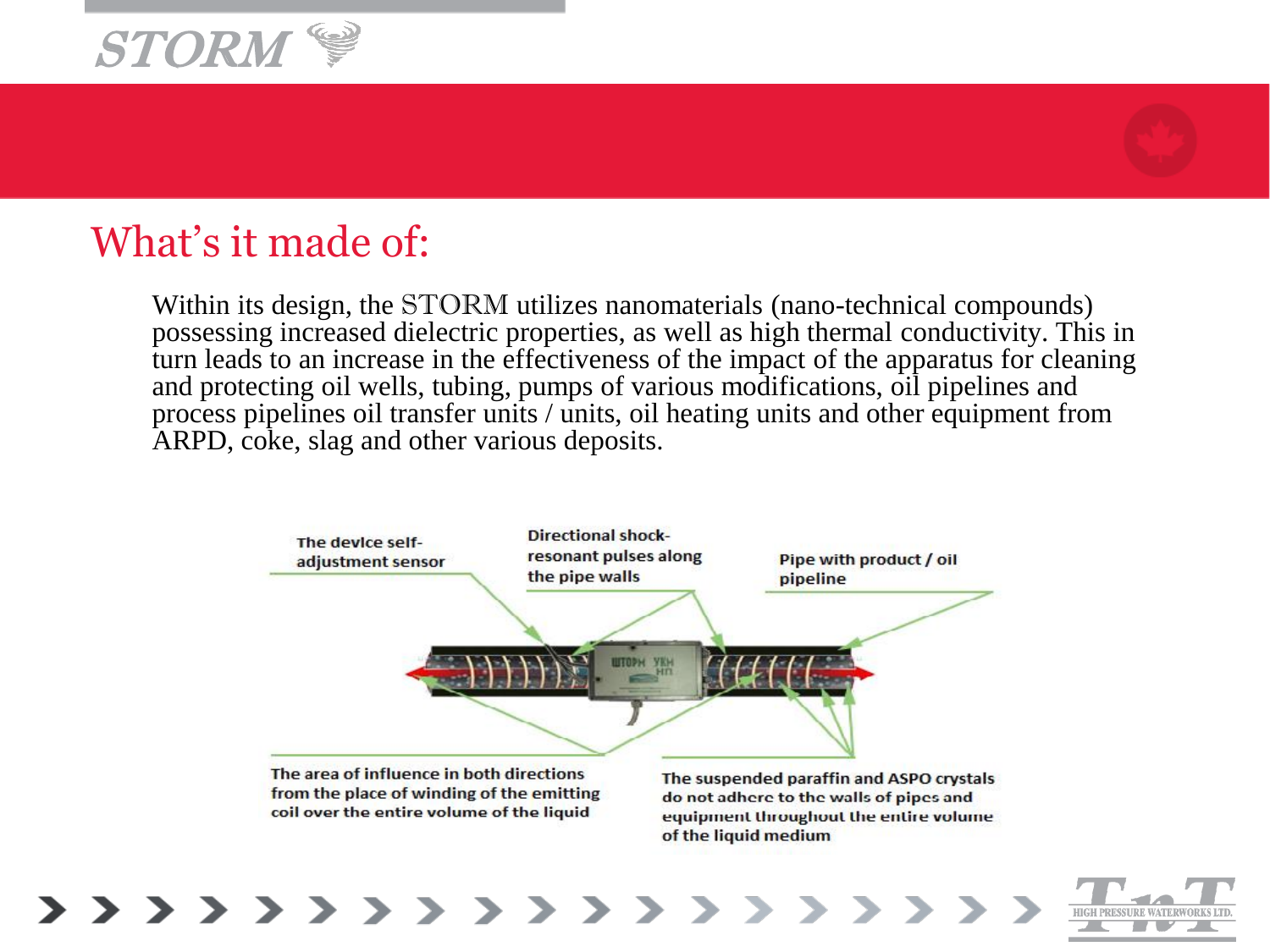# What's it made of:

Within its design, the STORM utilizes nanomaterials (nano-technical compounds) possessing increased dielectric properties, as well as high thermal conductivity. This in turn leads to an increase in the effectiveness of the impact of the apparatus for cleaning and protecting oil wells, tubing, pumps of various modifications, oil pipelines and process pipelines oil transfer units / units, oil heating units and other equipment from ARPD, coke, slag and other various deposits.

The device self-adjustment sensor

Directional shock-resonant pulses along the pipe walls

Pipe with product / oil pipeline

The area of influence in both directions from the place of winding of the emitting coil over the entire volume of the liquid

The suspended paraffin and ASPO crystals do not adhere to the walls of pipes and equipment throughout the entire volume of the liquid medium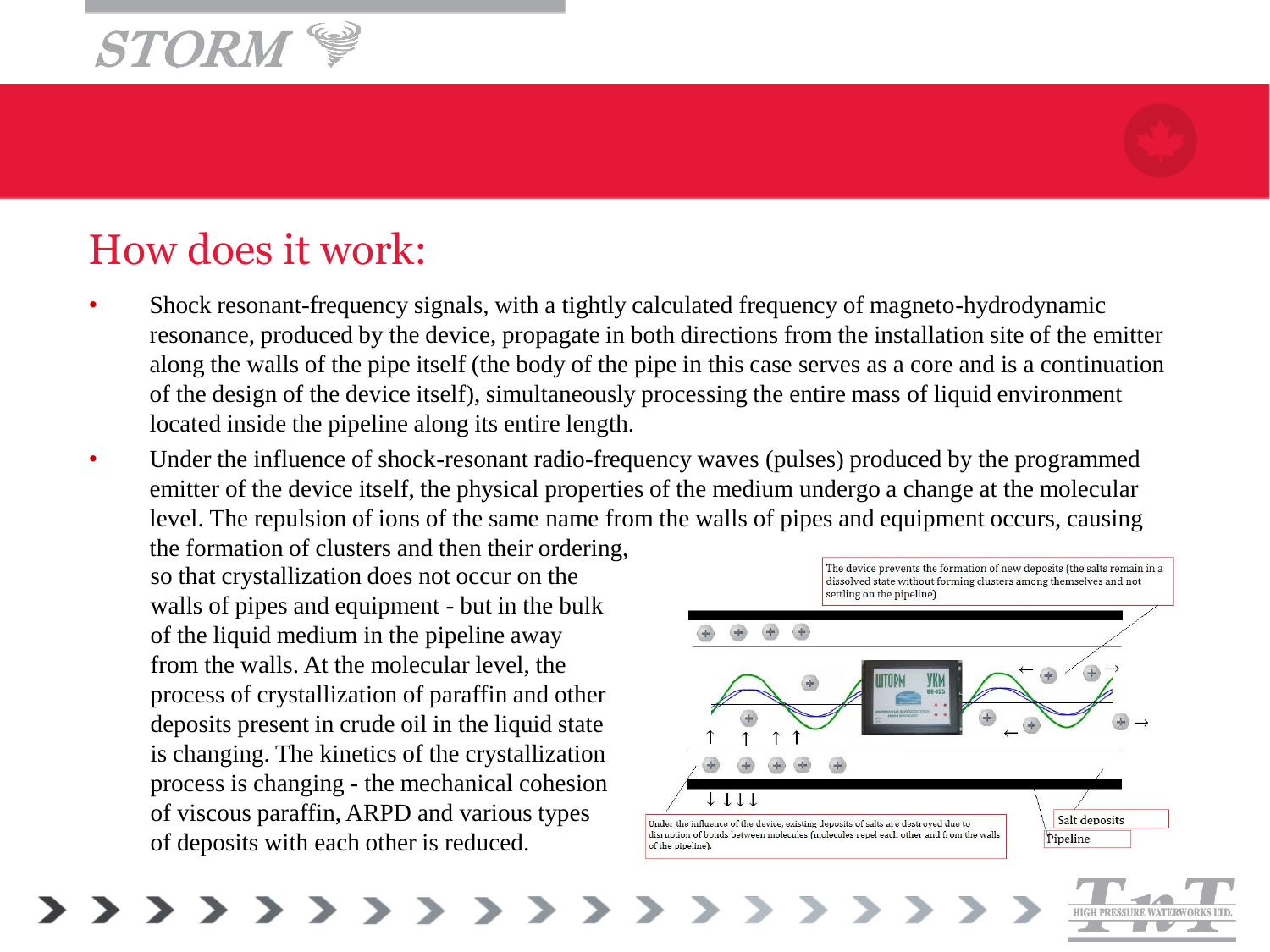# How does it work:

- Shock resonant-frequency signals, with a tightly calculated frequency of magneto-hydrodynamic resonance, produced by the device, propagate in both directions from the installation site of the emitter along the walls of the pipe itself (the body of the pipe in this case serves as a core and is a continuation of the design of the device itself), simultaneously processing the entire mass of liquid environment located inside the pipeline along its entire length.
- Under the influence of shock-resonant radio-frequency waves (pulses) produced by the programmed emitter of the device itself, the physical properties of the medium undergo a change at the molecular level. The repulsion of ions of the same name from the walls of pipes and equipment occurs, causing the formation of clusters and then their ordering, so that crystallization does not occur on the walls of pipes and equipment - but in the bulk of the liquid medium in the pipeline away from the walls. At the molecular level, the process of crystallization of paraffin and other deposits present in crude oil in the liquid state is changing. The kinetics of the crystallization process is changing - the mechanical cohesion of viscous paraffin, ARPD and various types of deposits with each other is reduced.

The device prevents the formation of new deposits (the salts remain in a dissolved state without forming clusters among themselves and not settling on the pipeline).

Under the influence of the device, existing deposits of salts are destroyed due to disruption of bonds between molecules (molecules repel each other and from the walls of the pipeline).

Salt deposits

Pipeline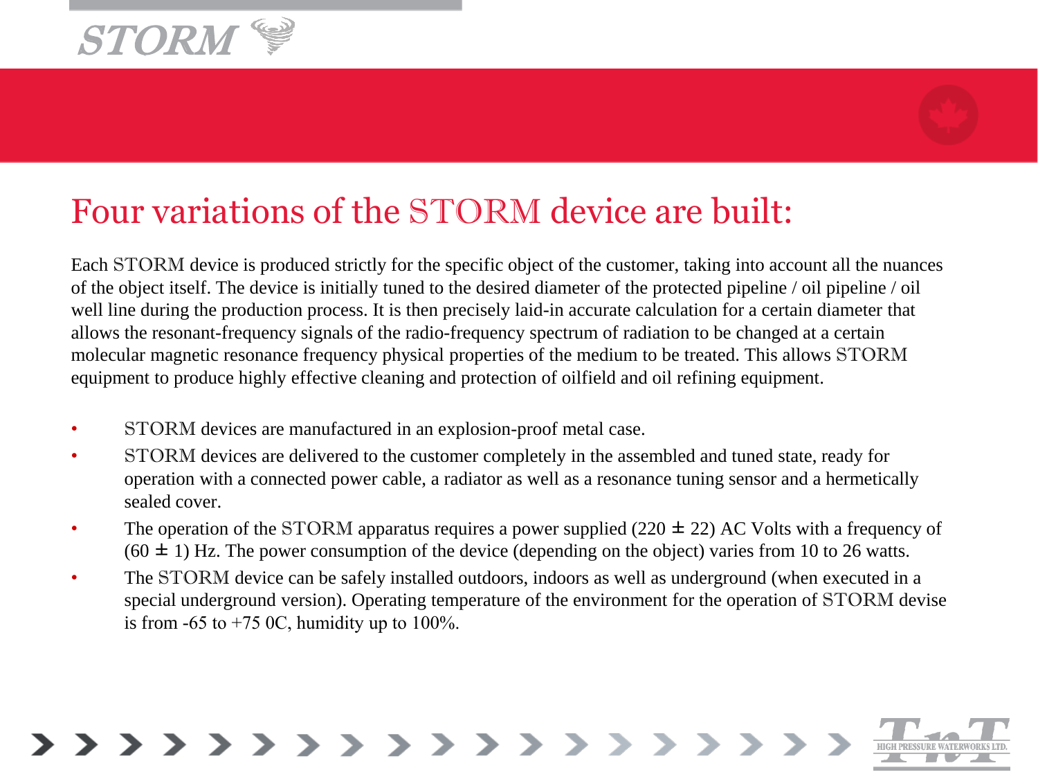# Four variations of the STORM device are built:

Each STORM device is produced strictly for the specific object of the customer, taking into account all the nuances of the object itself. The device is initially tuned to the desired diameter of the protected pipeline / oil pipeline / oil well line during the production process. It is then precisely laid-in accurate calculation for a certain diameter that allows the resonant-frequency signals of the radio-frequency spectrum of radiation to be changed at a certain molecular magnetic resonance frequency physical properties of the medium to be treated. This allows STORM equipment to produce highly effective cleaning and protection of oilfield and oil refining equipment.

- STORM devices are manufactured in an explosion-proof metal case.
- STORM devices are delivered to the customer completely in the assembled and tuned state, ready for operation with a connected power cable, a radiator as well as a resonance tuning sensor and a hermetically sealed cover.
- The operation of the STORM apparatus requires a power supplied (220 ± 22) AC Volts with a frequency of (60 ± 1) Hz. The power consumption of the device (depending on the object) varies from 10 to 26 watts.
- The STORM device can be safely installed outdoors, indoors as well as underground (when executed in a special underground version). Operating temperature of the environment for the operation of STORM devise is from -65 to +75 0C, humidity up to 100%.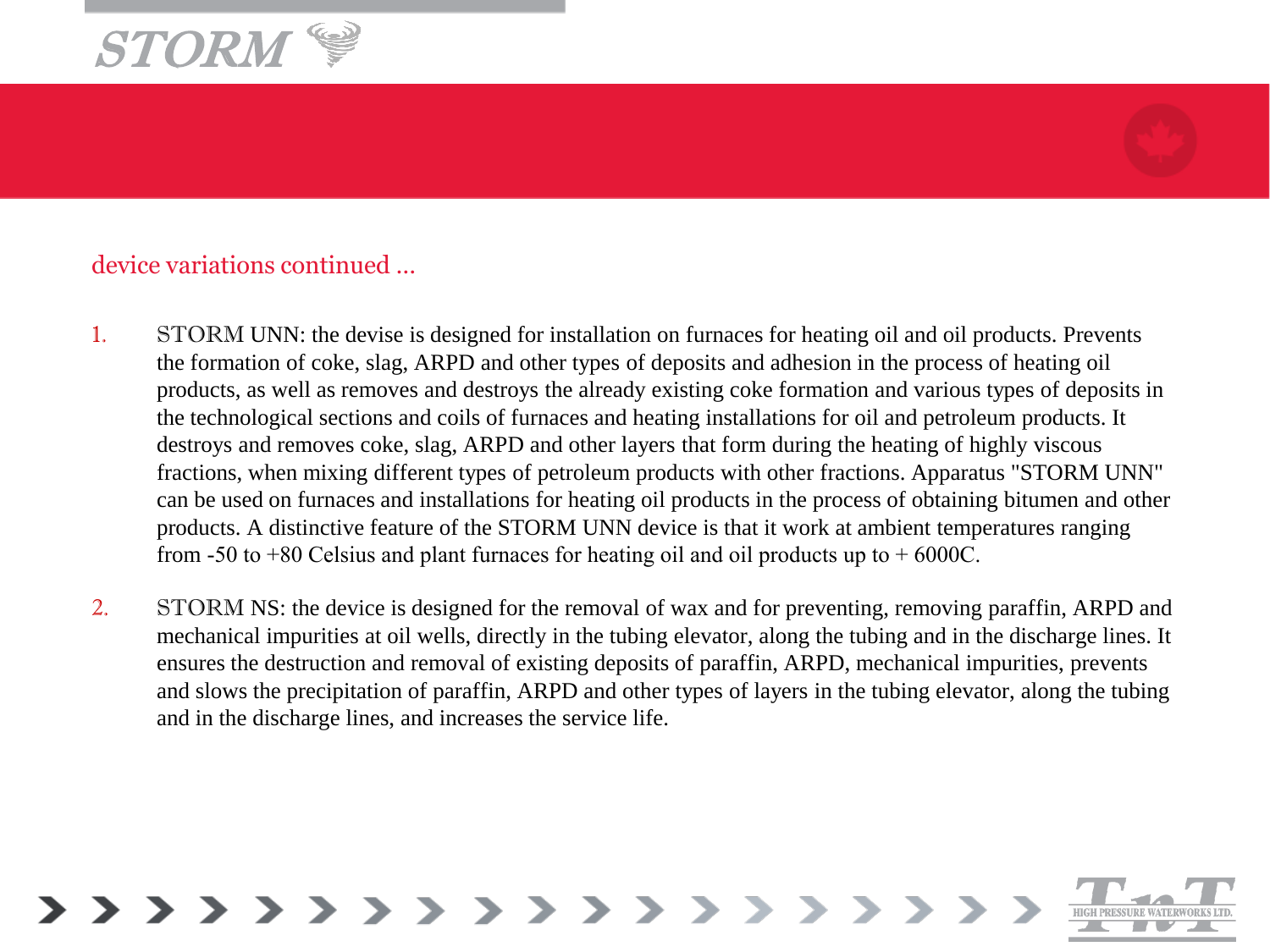device variations continued ...

1. STORM UNN: the devise is designed for installation on furnaces for heating oil and oil products. Prevents the formation of coke, slag, ARPD and other types of deposits and adhesion in the process of heating oil products, as well as removes and destroys the already existing coke formation and various types of deposits in the technological sections and coils of furnaces and heating installations for oil and petroleum products. It destroys and removes coke, slag, ARPD and other layers that form during the heating of highly viscous fractions, when mixing different types of petroleum products with other fractions. Apparatus "STORM UNN" can be used on furnaces and installations for heating oil products in the process of obtaining bitumen and other products. A distinctive feature of the STORM UNN device is that it work at ambient temperatures ranging from -50 to +80 Celsius and plant furnaces for heating oil and oil products up to + 6000C.

2. STORM NS: the device is designed for the removal of wax and for preventing, removing paraffin, ARPD and mechanical impurities at oil wells, directly in the tubing elevator, along the tubing and in the discharge lines. It ensures the destruction and removal of existing deposits of paraffin, ARPD, mechanical impurities, prevents and slows the precipitation of paraffin, ARPD and other types of layers in the tubing elevator, along the tubing and in the discharge lines, and increases the service life.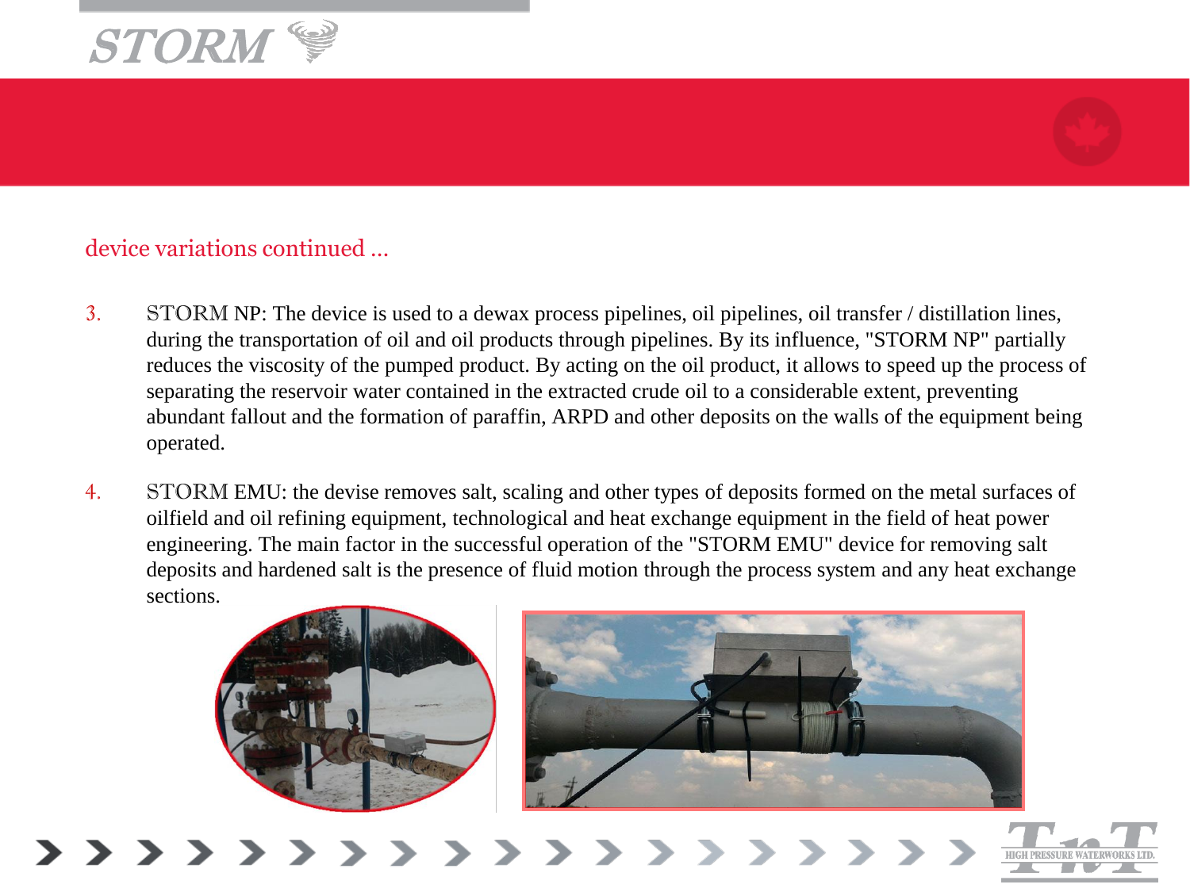device variations continued ...

3. STORM NP: The device is used to a dewax process pipelines, oil pipelines, oil transfer / distillation lines, during the transportation of oil and oil products through pipelines. By its influence, "STORM NP" partially reduces the viscosity of the pumped product. By acting on the oil product, it allows to speed up the process of separating the reservoir water contained in the extracted crude oil to a considerable extent, preventing abundant fallout and the formation of paraffin, ARPD and other deposits on the walls of the equipment being operated.

4. STORM EMU: the devise removes salt, scaling and other types of deposits formed on the metal surfaces of oilfield and oil refining equipment, technological and heat exchange equipment in the field of heat power engineering. The main factor in the successful operation of the "STORM EMU" device for removing salt deposits and hardened salt is the presence of fluid motion through the process system and any heat exchange sections.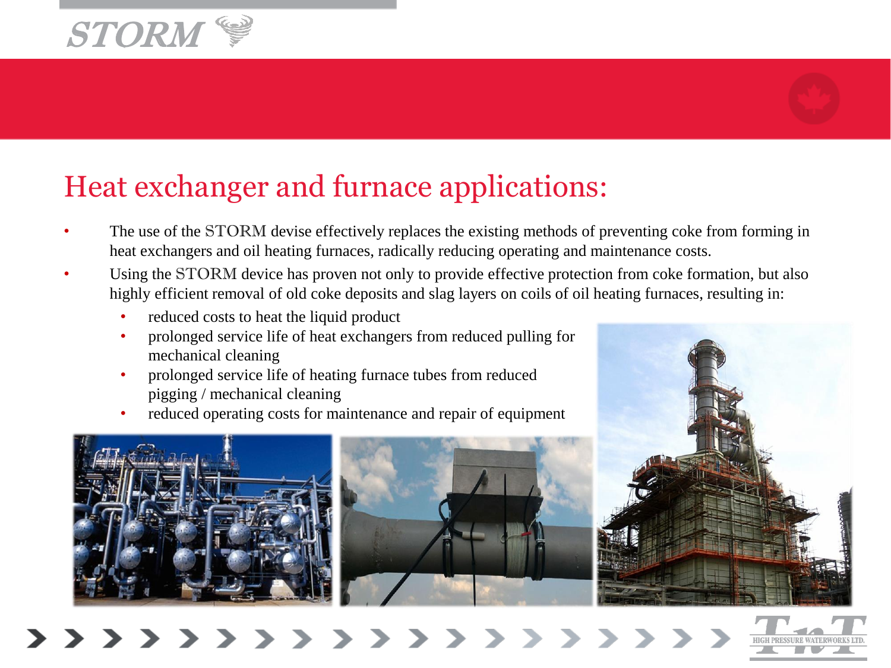# Heat exchanger and furnace applications:

- The use of the STORM devise effectively replaces the existing methods of preventing coke from forming in heat exchangers and oil heating furnaces, radically reducing operating and maintenance costs.
- Using the STORM device has proven not only to provide effective protection from coke formation, but also highly efficient removal of old coke deposits and slag layers on coils of oil heating furnaces, resulting in:
  - reduced costs to heat the liquid product
  - prolonged service life of heat exchangers from reduced pulling for mechanical cleaning
  - prolonged service life of heating furnace tubes from reduced pigging / mechanical cleaning
  - reduced operating costs for maintenance and repair of equipment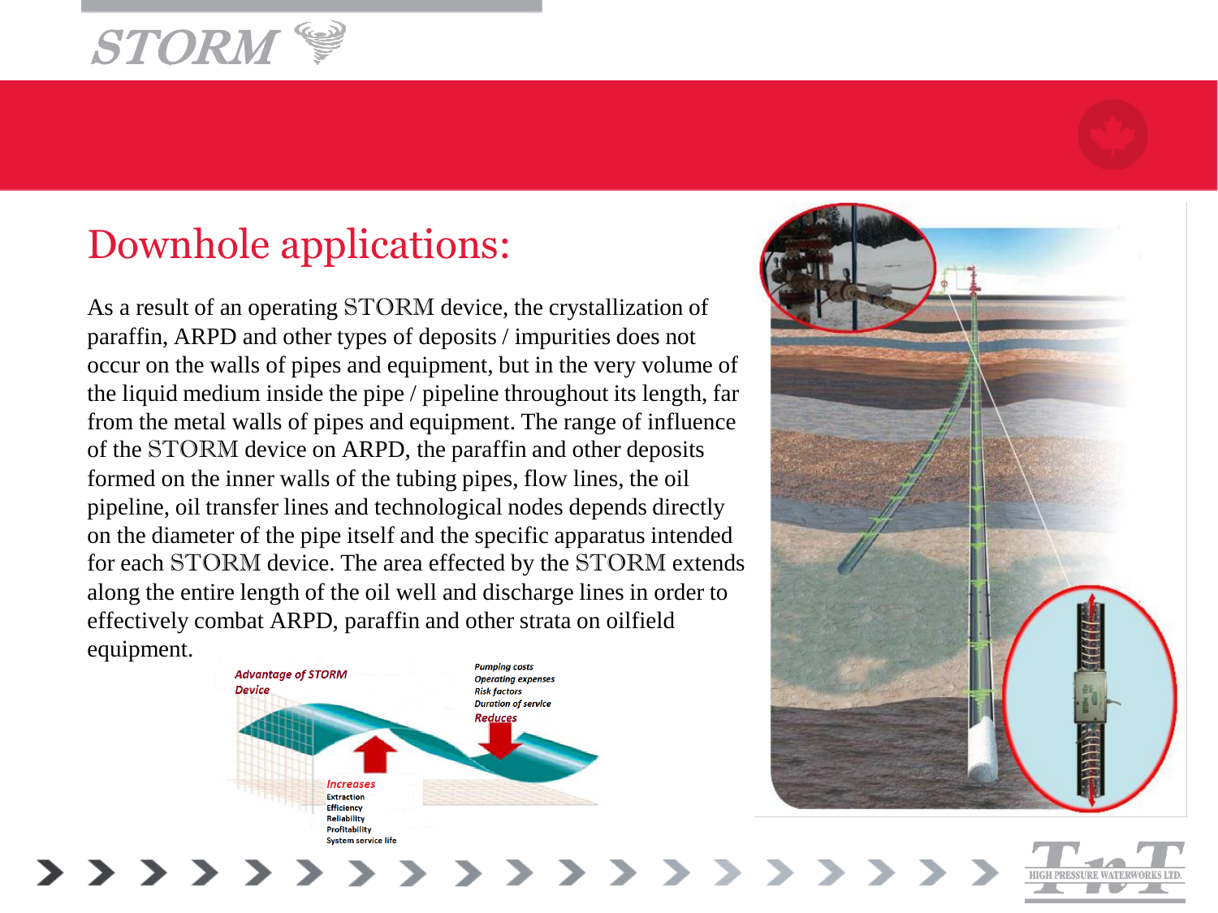# Downhole applications:

As a result of an operating STORM device, the crystallization of paraffin, ARPD and other types of deposits / impurities does not occur on the walls of pipes and equipment, but in the very volume of the liquid medium inside the pipe / pipeline throughout its length, far from the metal walls of pipes and equipment. The range of influence of the STORM device on ARPD, the paraffin and other deposits formed on the inner walls of the tubing pipes, flow lines, the oil pipeline, oil transfer lines and technological nodes depends directly on the diameter of the pipe itself and the specific apparatus intended for each STORM device. The area effected by the STORM extends along the entire length of the oil well and discharge lines in order to effectively combat ARPD, paraffin and other strata on oilfield equipment.

*Advantage of STORM Device*

*Pumping costs*
*Operating expenses*
*Risk factors*
*Duration of service*
*Reduces*

*Increases*
Extraction
Efficiency
Reliability
Profitability
System service life